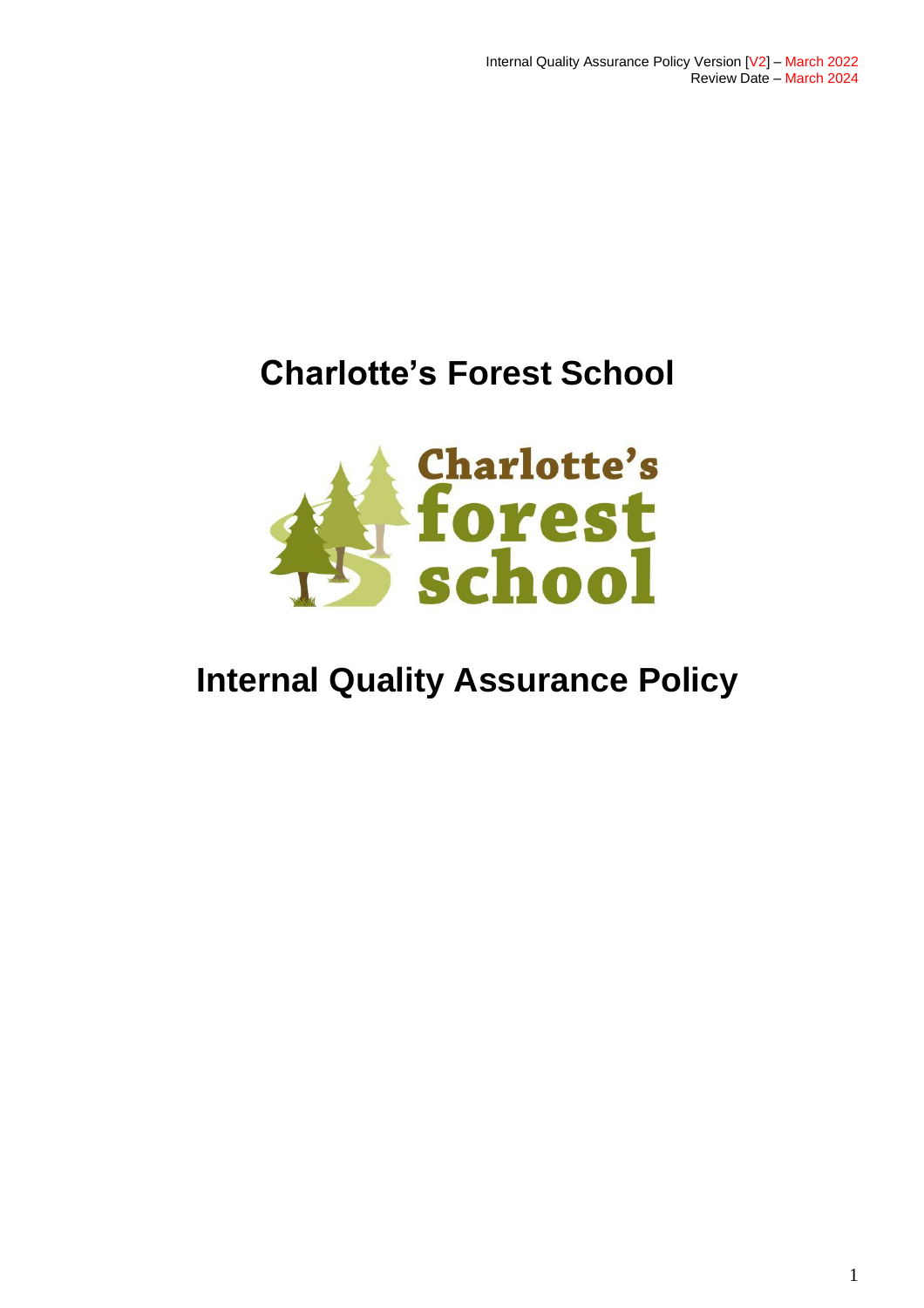Internal Quality Assurance Policy Version [V2] – March 2022
Review Date – March 2024

# Charlotte's Forest School

# Internal Quality Assurance Policy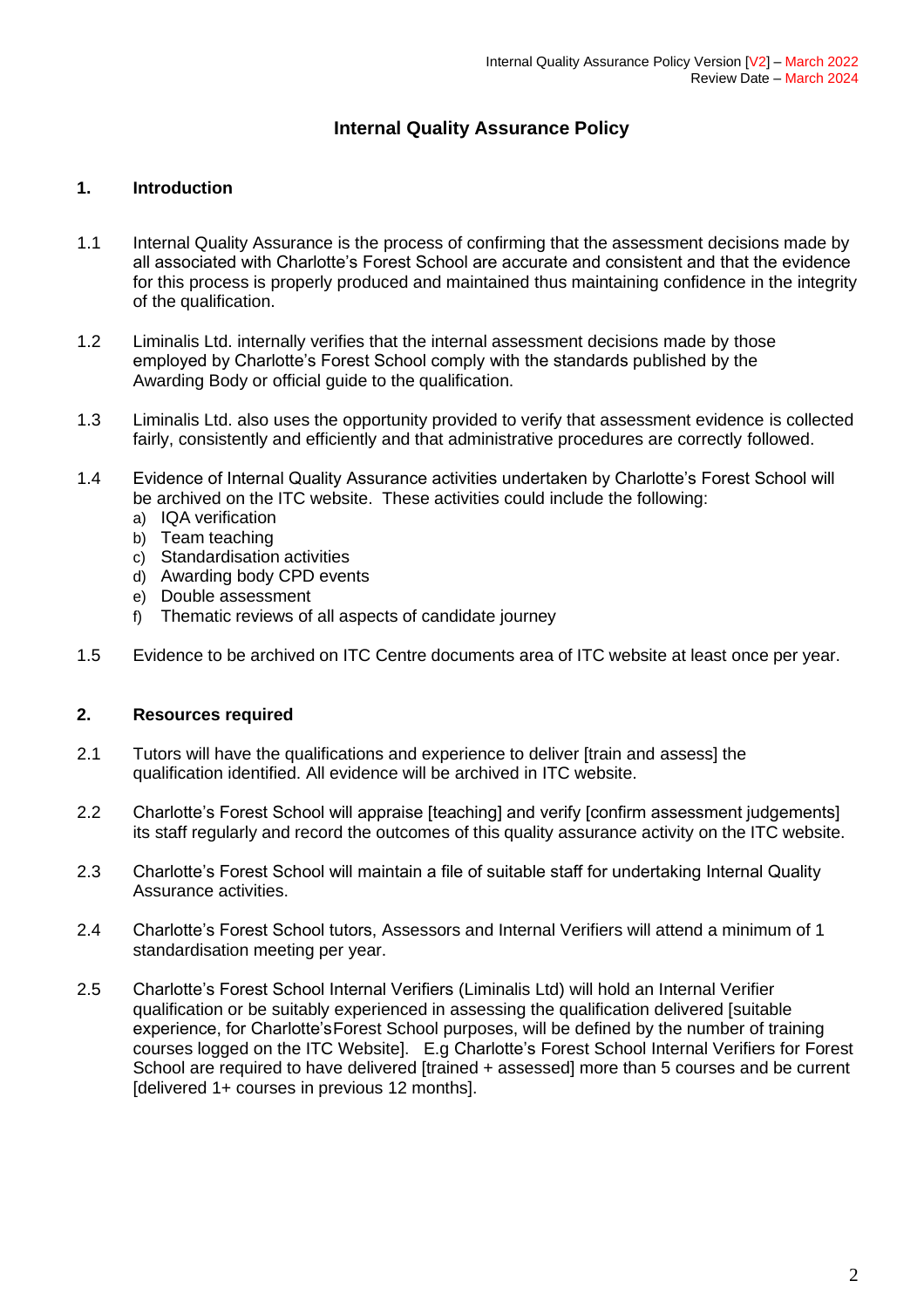# Internal Quality Assurance Policy

## 1. Introduction

1.1 Internal Quality Assurance is the process of confirming that the assessment decisions made by all associated with Charlotte's Forest School are accurate and consistent and that the evidence for this process is properly produced and maintained thus maintaining confidence in the integrity of the qualification.

1.2 Liminalis Ltd. internally verifies that the internal assessment decisions made by those employed by Charlotte's Forest School comply with the standards published by the Awarding Body or official guide to the qualification.

1.3 Liminalis Ltd. also uses the opportunity provided to verify that assessment evidence is collected fairly, consistently and efficiently and that administrative procedures are correctly followed.

1.4 Evidence of Internal Quality Assurance activities undertaken by Charlotte's Forest School will be archived on the ITC website. These activities could include the following:

a) IQA verification
b) Team teaching
c) Standardisation activities
d) Awarding body CPD events
e) Double assessment
f) Thematic reviews of all aspects of candidate journey

1.5 Evidence to be archived on ITC Centre documents area of ITC website at least once per year.

## 2. Resources required

2.1 Tutors will have the qualifications and experience to deliver [train and assess] the qualification identified. All evidence will be archived in ITC website.

2.2 Charlotte's Forest School will appraise [teaching] and verify [confirm assessment judgements] its staff regularly and record the outcomes of this quality assurance activity on the ITC website.

2.3 Charlotte's Forest School will maintain a file of suitable staff for undertaking Internal Quality Assurance activities.

2.4 Charlotte's Forest School tutors, Assessors and Internal Verifiers will attend a minimum of 1 standardisation meeting per year.

2.5 Charlotte's Forest School Internal Verifiers (Liminalis Ltd) will hold an Internal Verifier qualification or be suitably experienced in assessing the qualification delivered [suitable experience, for Charlotte'sForest School purposes, will be defined by the number of training courses logged on the ITC Website]. E.g Charlotte's Forest School Internal Verifiers for Forest School are required to have delivered [trained + assessed] more than 5 courses and be current [delivered 1+ courses in previous 12 months].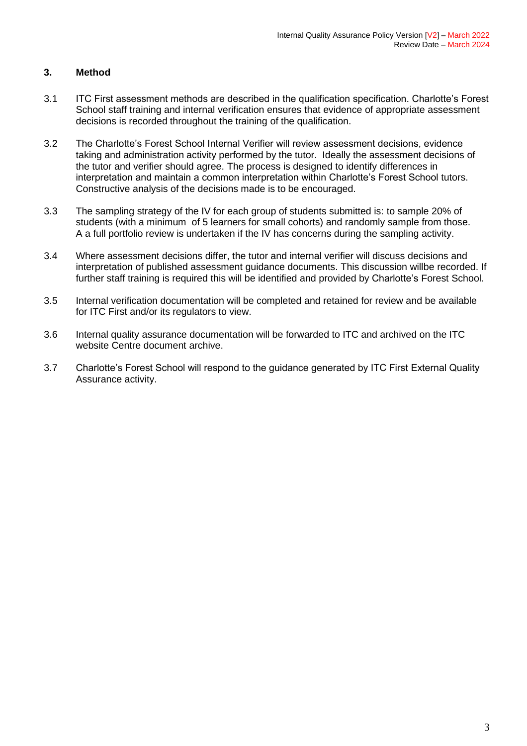## 3. Method

3.1 ITC First assessment methods are described in the qualification specification. Charlotte's Forest School staff training and internal verification ensures that evidence of appropriate assessment decisions is recorded throughout the training of the qualification.

3.2 The Charlotte's Forest School Internal Verifier will review assessment decisions, evidence taking and administration activity performed by the tutor. Ideally the assessment decisions of the tutor and verifier should agree. The process is designed to identify differences in interpretation and maintain a common interpretation within Charlotte's Forest School tutors. Constructive analysis of the decisions made is to be encouraged.

3.3 The sampling strategy of the IV for each group of students submitted is: to sample 20% of students (with a minimum of 5 learners for small cohorts) and randomly sample from those. A a full portfolio review is undertaken if the IV has concerns during the sampling activity.

3.4 Where assessment decisions differ, the tutor and internal verifier will discuss decisions and interpretation of published assessment guidance documents. This discussion willbe recorded. If further staff training is required this will be identified and provided by Charlotte's Forest School.

3.5 Internal verification documentation will be completed and retained for review and be available for ITC First and/or its regulators to view.

3.6 Internal quality assurance documentation will be forwarded to ITC and archived on the ITC website Centre document archive.

3.7 Charlotte's Forest School will respond to the guidance generated by ITC First External Quality Assurance activity.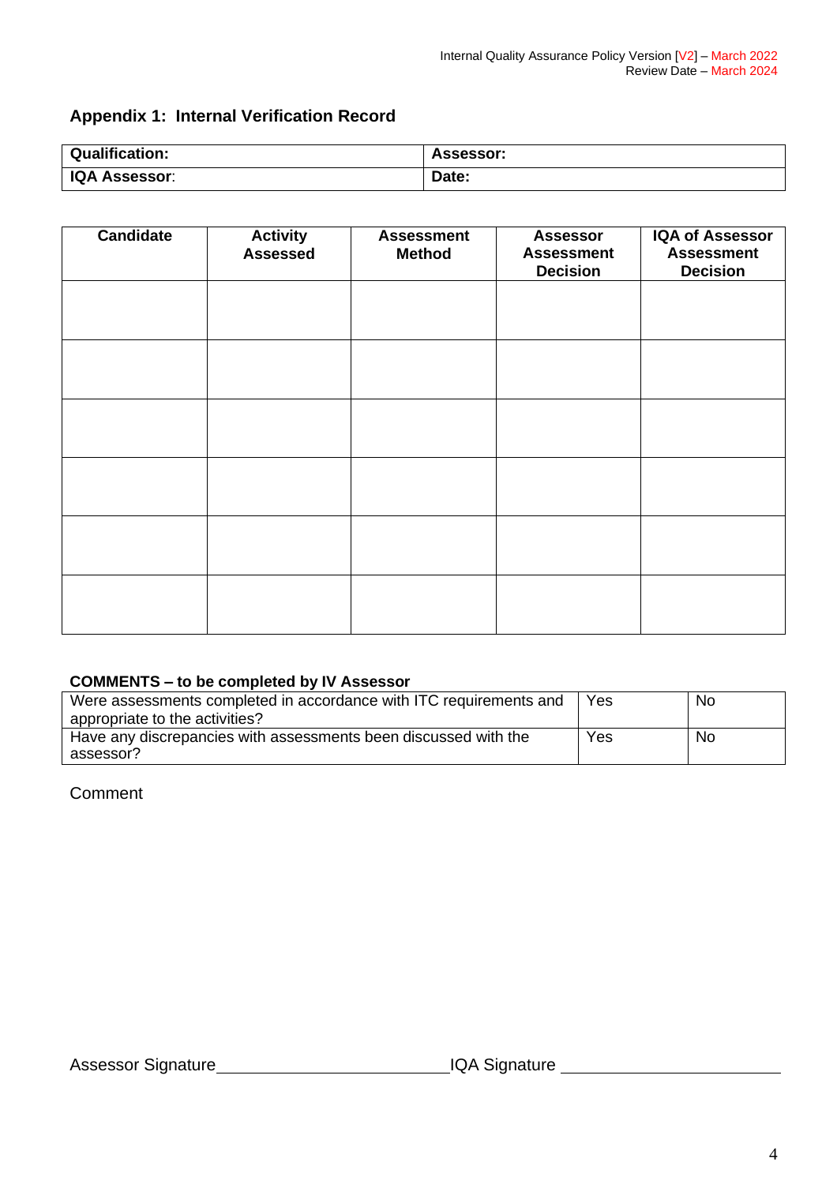## Appendix 1: Internal Verification Record

| | |
|---|---|
| **Qualification:** | **Assessor:** |
| **IQA Assessor**: | **Date:** |

| Candidate | Activity Assessed | Assessment Method | Assessor Assessment Decision | IQA of Assessor Assessment Decision |
|---|---|---|---|---|
| | | | | |
| | | | | |
| | | | | |
| | | | | |
| | | | | |
| | | | | |

**COMMENTS – to be completed by IV Assessor**

| | | |
|---|---|---|
| Were assessments completed in accordance with ITC requirements and appropriate to the activities? | Yes | No |
| Have any discrepancies with assessments been discussed with the assessor? | Yes | No |

Comment

Assessor Signature\_\_\_\_\_\_\_\_\_\_\_\_\_\_\_\_\_\_\_\_\_\_\_\_\_\_ IQA Signature \_\_\_\_\_\_\_\_\_\_\_\_\_\_\_\_\_\_\_\_\_\_\_\_\_\_